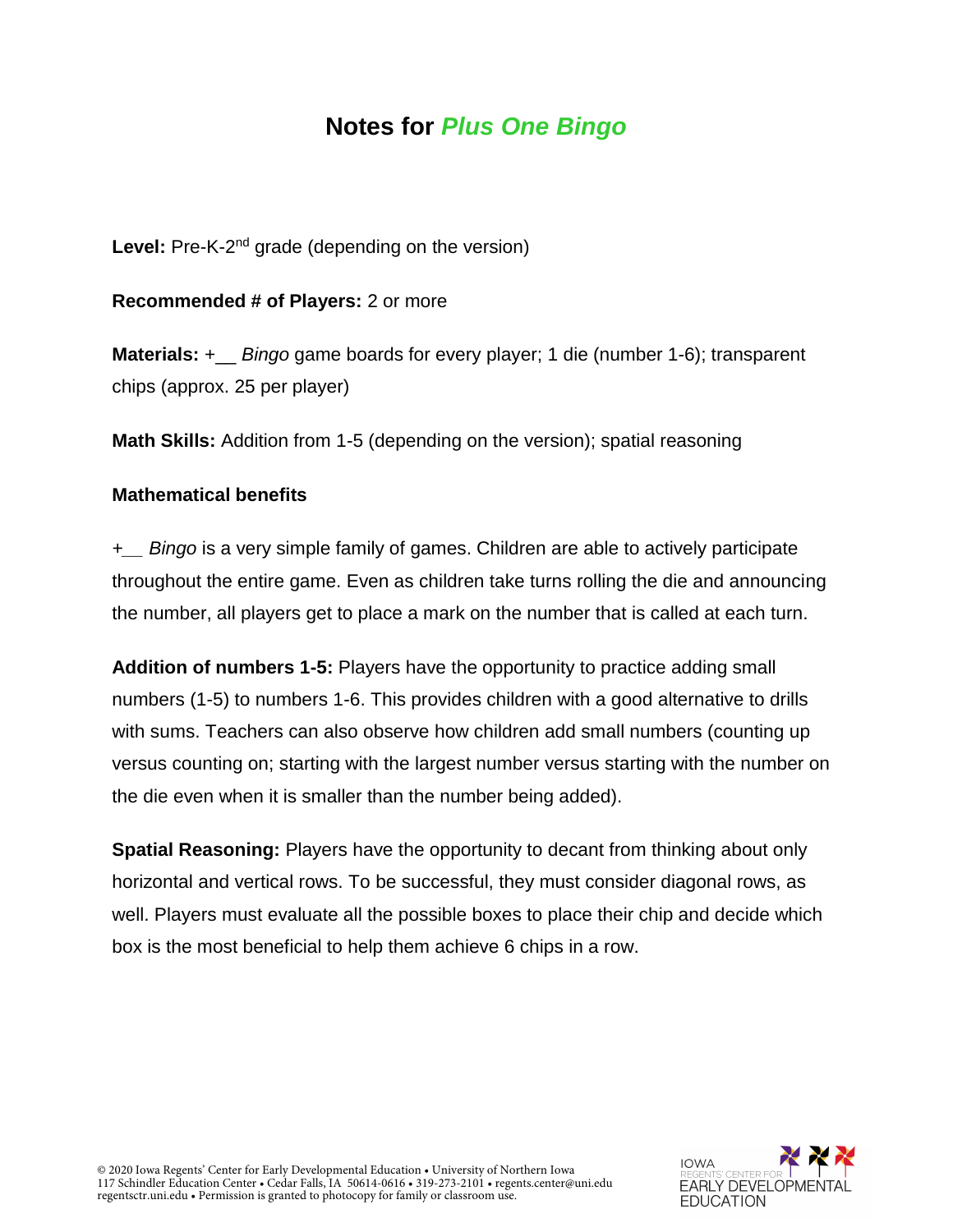# Notes for *Plus One Bingo*

**Level:** Pre-K-2nd grade (depending on the version)

**Recommended # of Players:** 2 or more

**Materials:** +__ *Bingo* game boards for every player; 1 die (number 1-6); transparent chips (approx. 25 per player)

**Math Skills:** Addition from 1-5 (depending on the version); spatial reasoning

**Mathematical benefits**

*+__ Bingo* is a very simple family of games. Children are able to actively participate throughout the entire game. Even as children take turns rolling the die and announcing the number, all players get to place a mark on the number that is called at each turn.

**Addition of numbers 1-5:** Players have the opportunity to practice adding small numbers (1-5) to numbers 1-6. This provides children with a good alternative to drills with sums. Teachers can also observe how children add small numbers (counting up versus counting on; starting with the largest number versus starting with the number on the die even when it is smaller than the number being added).

**Spatial Reasoning:** Players have the opportunity to decant from thinking about only horizontal and vertical rows. To be successful, they must consider diagonal rows, as well. Players must evaluate all the possible boxes to place their chip and decide which box is the most beneficial to help them achieve 6 chips in a row.

© 2020 Iowa Regents' Center for Early Developmental Education • University of Northern Iowa
117 Schindler Education Center • Cedar Falls, IA 50614-0616 • 319-273-2101 • regents.center@uni.edu
regentsctr.uni.edu • Permission is granted to photocopy for family or classroom use.

IOWA REGENTS' CENTER FOR EARLY DEVELOPMENTAL EDUCATION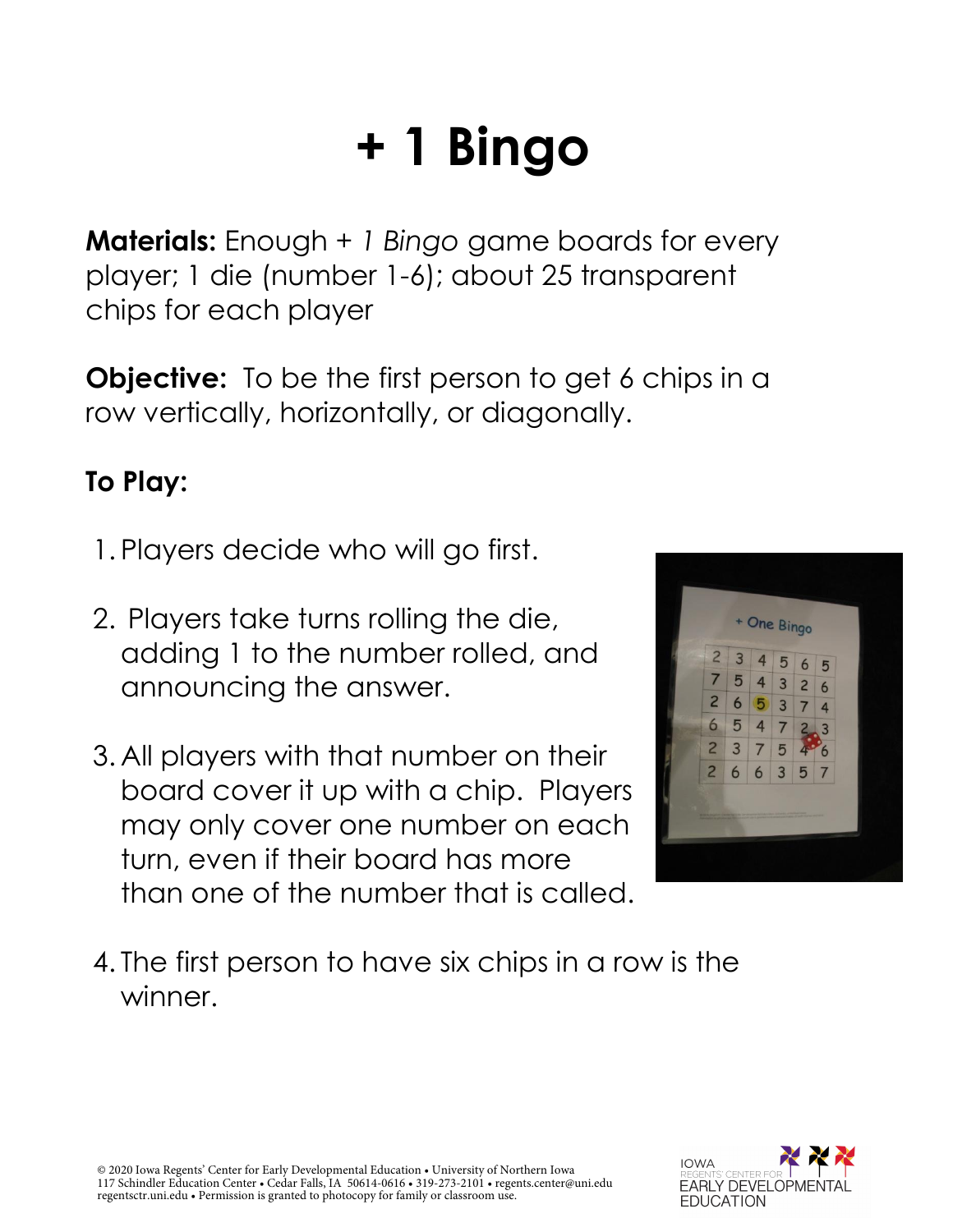# + 1 Bingo

**Materials:** Enough + *1 Bingo* game boards for every player; 1 die (number 1-6); about 25 transparent chips for each player

**Objective:** To be the first person to get 6 chips in a row vertically, horizontally, or diagonally.

### To Play:

1. Players decide who will go first.
2. Players take turns rolling the die, adding 1 to the number rolled, and announcing the answer.
3. All players with that number on their board cover it up with a chip. Players may only cover one number on each turn, even if their board has more than one of the number that is called.
4. The first person to have six chips in a row is the winner.

© 2020 Iowa Regents' Center for Early Developmental Education • University of Northern Iowa
117 Schindler Education Center • Cedar Falls, IA 50614-0616 • 319-273-2101 • regents.center@uni.edu
regentsctr.uni.edu • Permission is granted to photocopy for family or classroom use.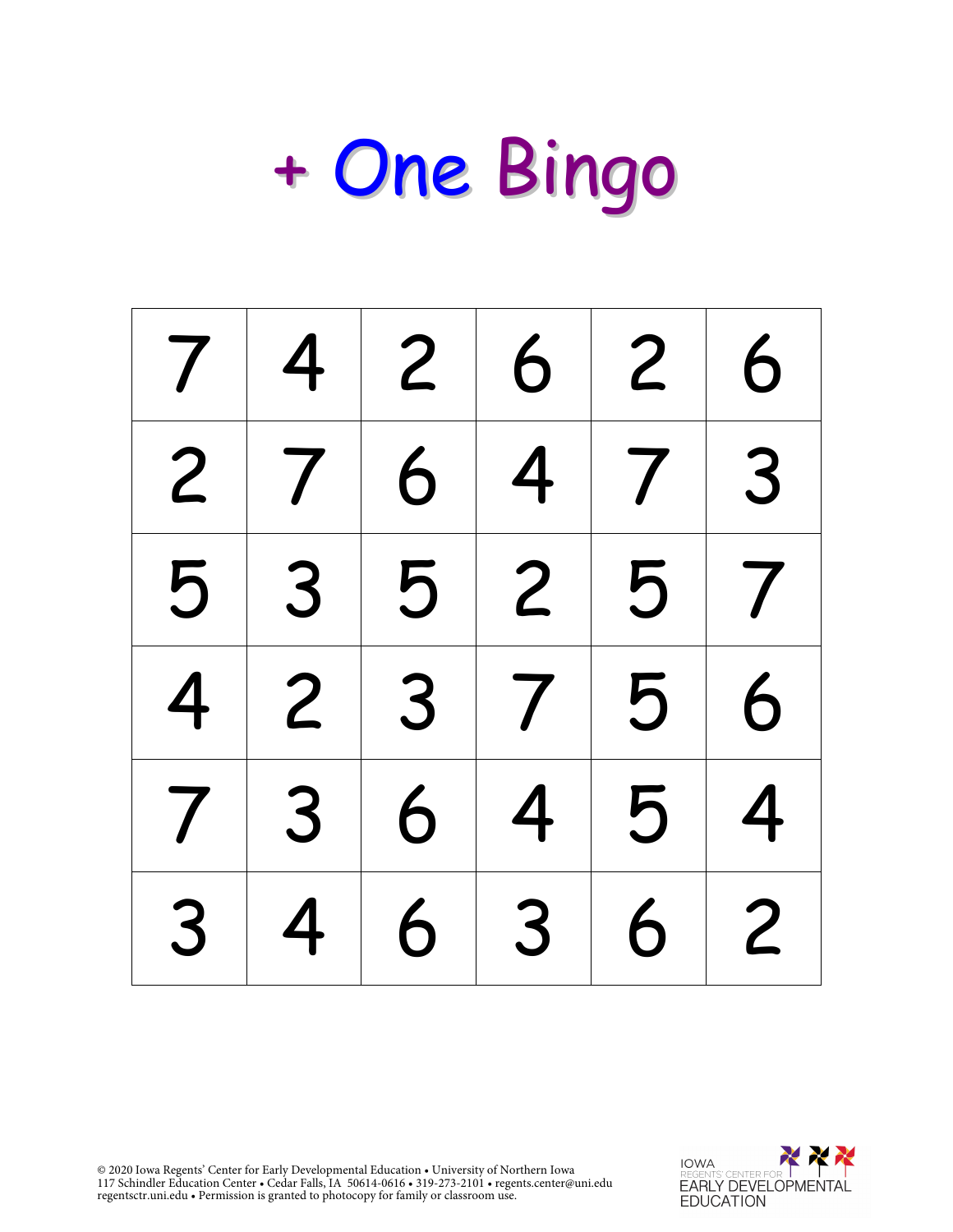# + One Bingo

| | | | | | |
|---|---|---|---|---|---|
| 7 | 4 | 2 | 6 | 2 | 6 |
| 2 | 7 | 6 | 4 | 7 | 3 |
| 5 | 3 | 5 | 2 | 5 | 7 |
| 4 | 2 | 3 | 7 | 5 | 6 |
| 7 | 3 | 6 | 4 | 5 | 4 |
| 3 | 4 | 6 | 3 | 6 | 2 |

© 2020 Iowa Regents' Center for Early Developmental Education • University of Northern Iowa
117 Schindler Education Center • Cedar Falls, IA 50614-0616 • 319-273-2101 • regents.center@uni.edu
regentsctr.uni.edu • Permission is granted to photocopy for family or classroom use.

IOWA REGENTS' CENTER FOR EARLY DEVELOPMENTAL EDUCATION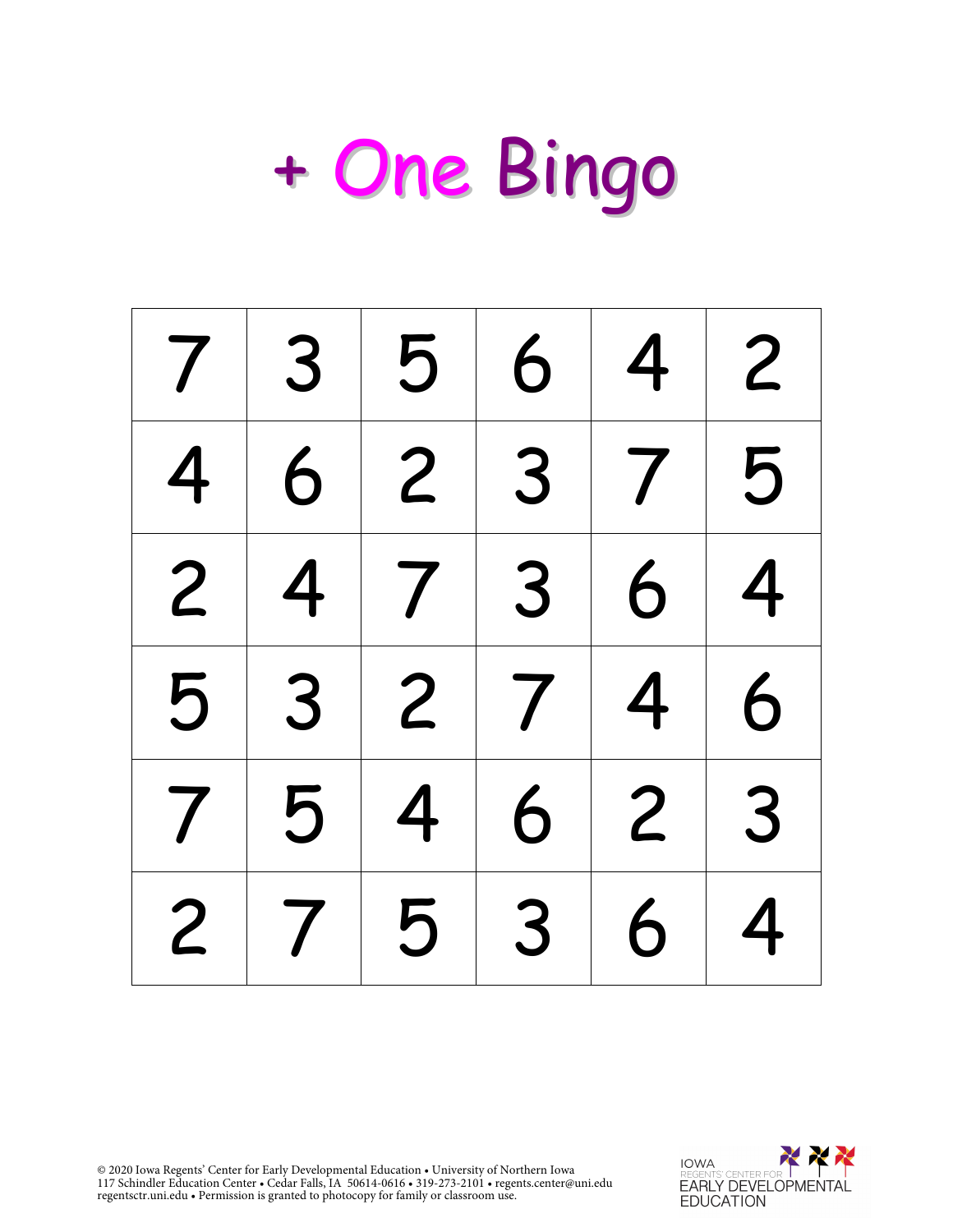# + One Bingo

| | | | | | |
|---|---|---|---|---|---|
| 7 | 3 | 5 | 6 | 4 | 2 |
| 4 | 6 | 2 | 3 | 7 | 5 |
| 2 | 4 | 7 | 3 | 6 | 4 |
| 5 | 3 | 2 | 7 | 4 | 6 |
| 7 | 5 | 4 | 6 | 2 | 3 |
| 2 | 7 | 5 | 3 | 6 | 4 |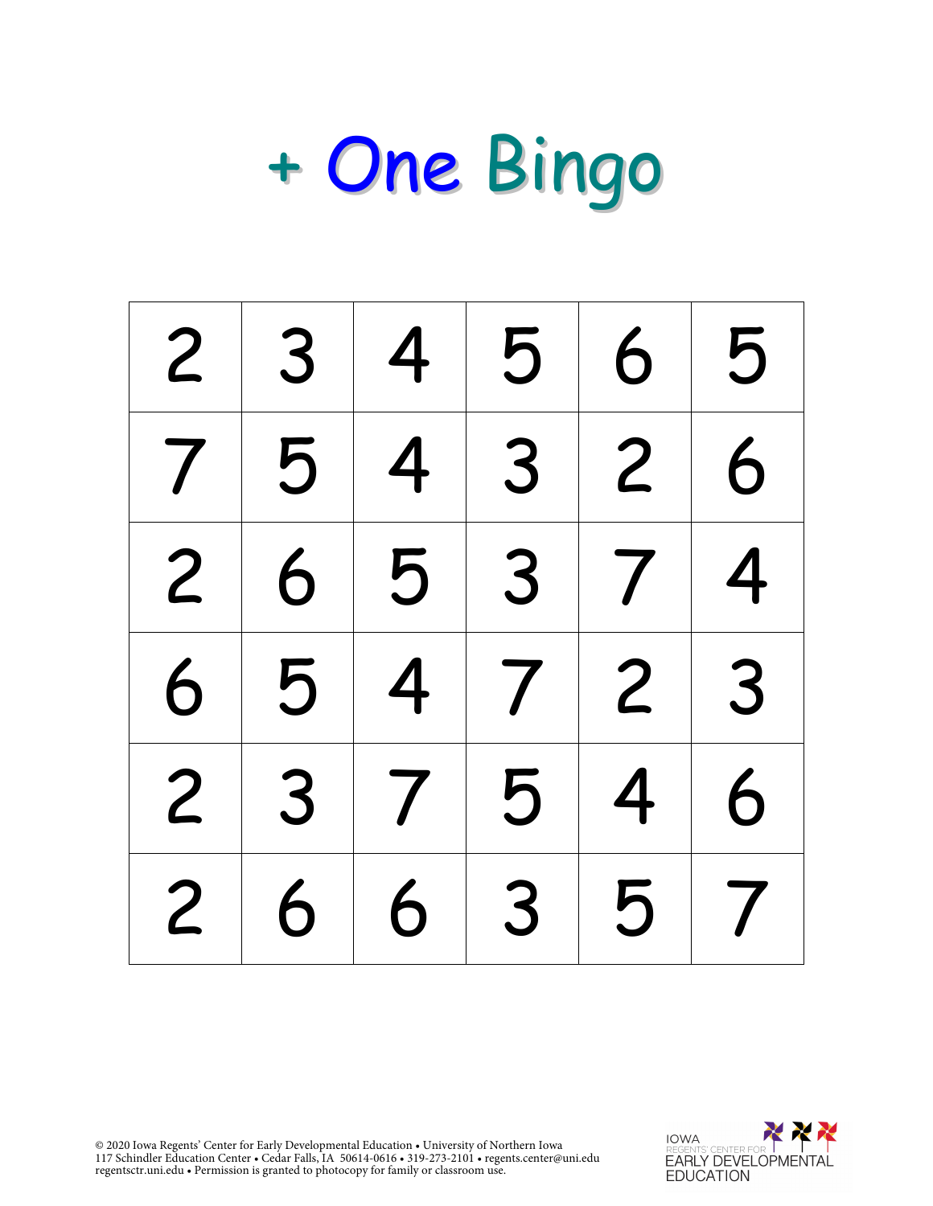# + One Bingo

| | | | | | |
|---|---|---|---|---|---|
| 2 | 3 | 4 | 5 | 6 | 5 |
| 7 | 5 | 4 | 3 | 2 | 6 |
| 2 | 6 | 5 | 3 | 7 | 4 |
| 6 | 5 | 4 | 7 | 2 | 3 |
| 2 | 3 | 7 | 5 | 4 | 6 |
| 2 | 6 | 6 | 3 | 5 | 7 |

© 2020 Iowa Regents' Center for Early Developmental Education • University of Northern Iowa
117 Schindler Education Center • Cedar Falls, IA 50614-0616 • 319-273-2101 • regents.center@uni.edu
regentsctr.uni.edu • Permission is granted to photocopy for family or classroom use.

IOWA REGENTS' CENTER FOR EARLY DEVELOPMENTAL EDUCATION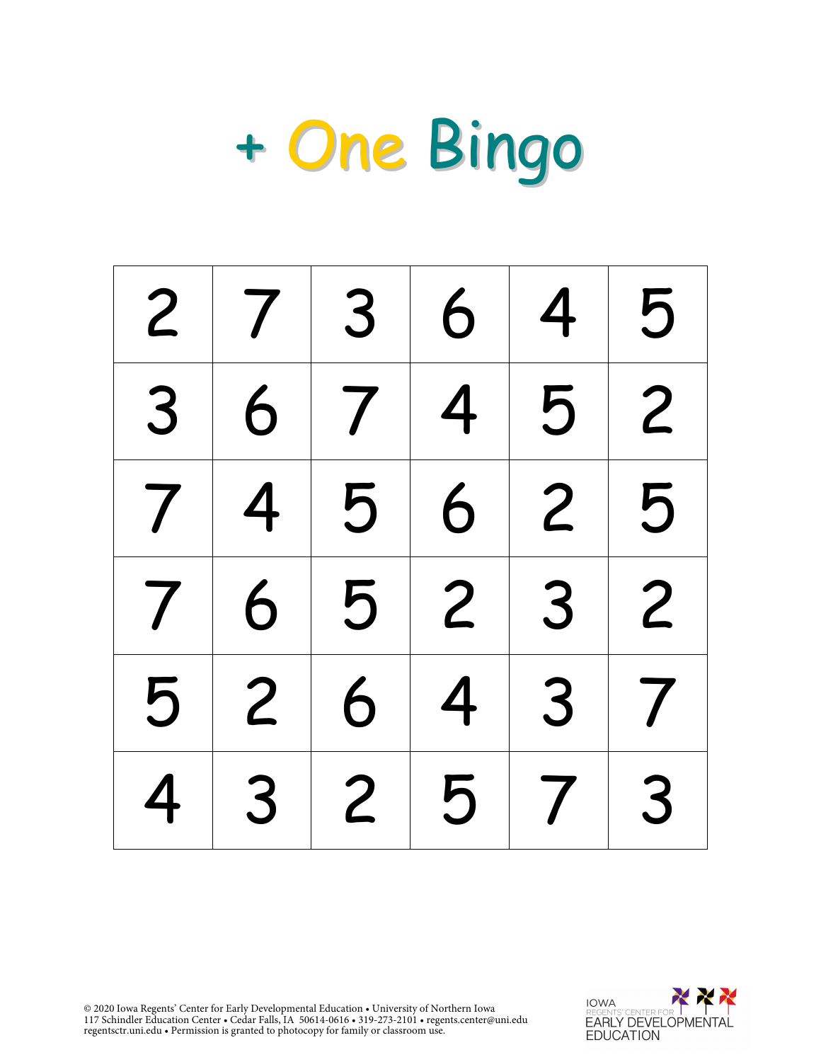# + One Bingo

| | | | | | |
|---|---|---|---|---|---|
| 2 | 7 | 3 | 6 | 4 | 5 |
| 3 | 6 | 7 | 4 | 5 | 2 |
| 7 | 4 | 5 | 6 | 2 | 5 |
| 7 | 6 | 5 | 2 | 3 | 2 |
| 5 | 2 | 6 | 4 | 3 | 7 |
| 4 | 3 | 2 | 5 | 7 | 3 |

© 2020 Iowa Regents' Center for Early Developmental Education • University of Northern Iowa
117 Schindler Education Center • Cedar Falls, IA 50614-0616 • 319-273-2101 • regents.center@uni.edu
regentsctr.uni.edu • Permission is granted to photocopy for family or classroom use.

IOWA REGENTS' CENTER FOR EARLY DEVELOPMENTAL EDUCATION